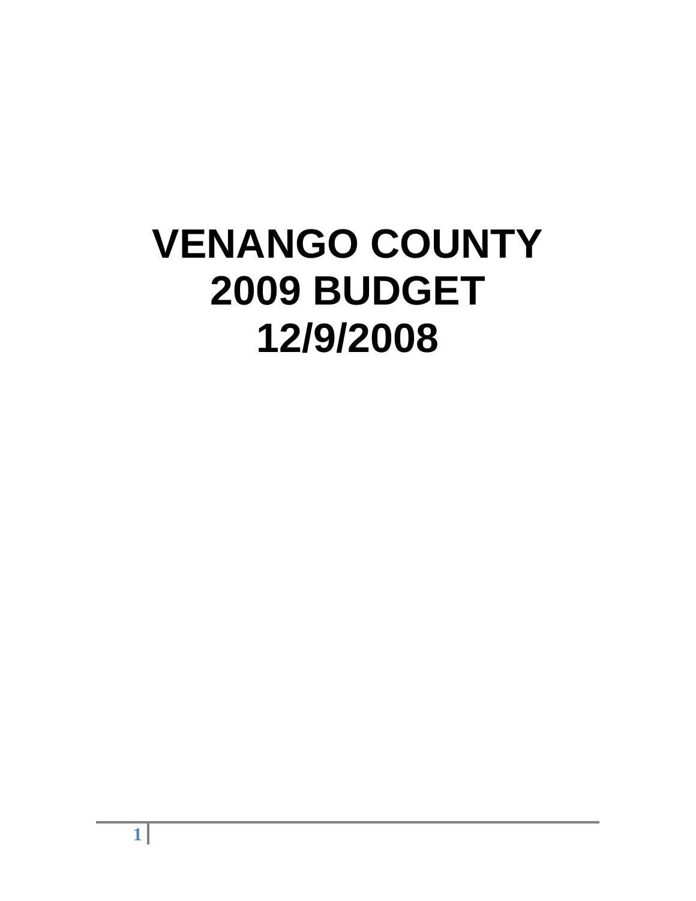# VENANGO COUNTY
# 2009 BUDGET
# 12/9/2008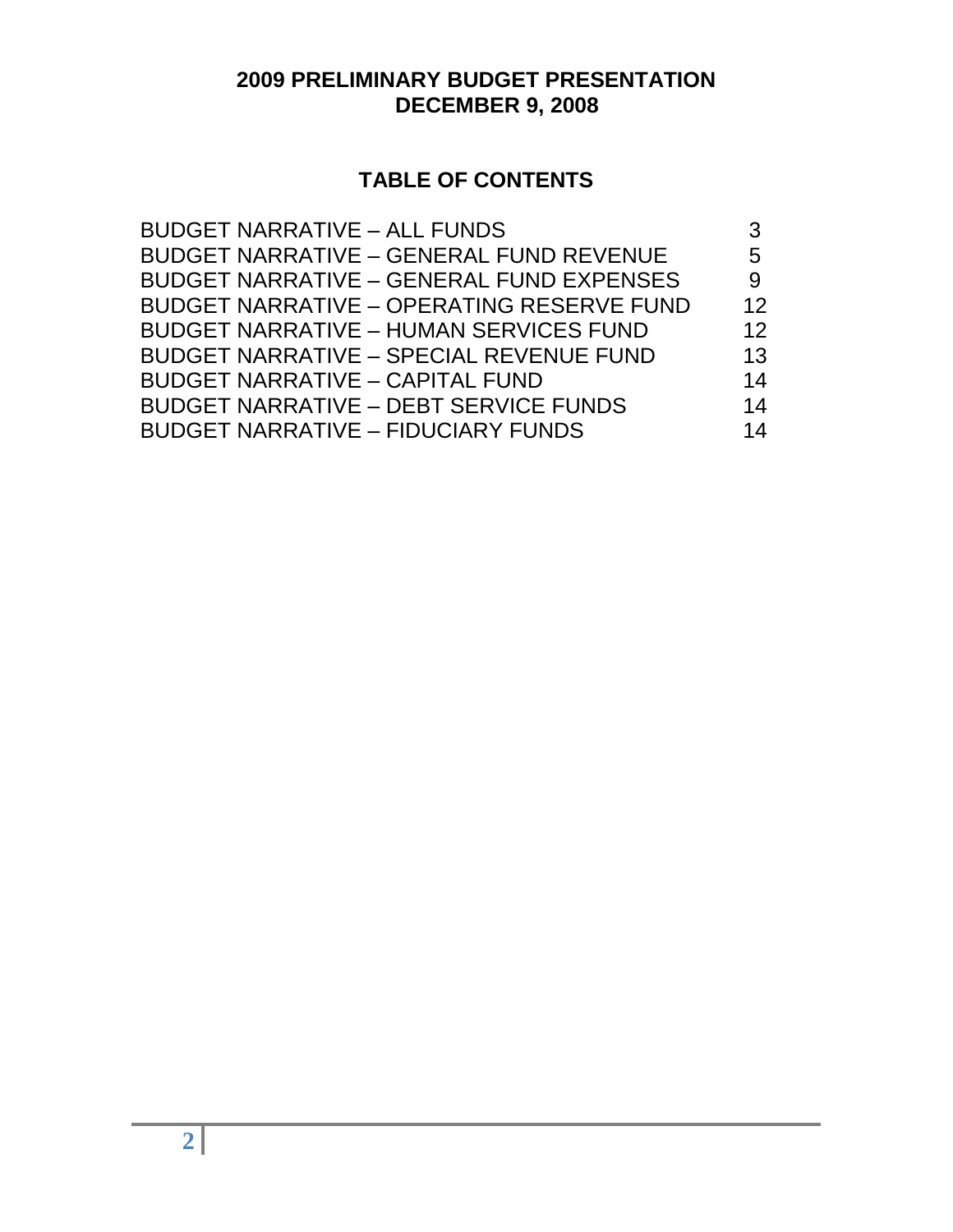# 2009 PRELIMINARY BUDGET PRESENTATION
# DECEMBER 9, 2008

## TABLE OF CONTENTS

| | |
|---|---|
| BUDGET NARRATIVE – ALL FUNDS | 3 |
| BUDGET NARRATIVE – GENERAL FUND REVENUE | 5 |
| BUDGET NARRATIVE – GENERAL FUND EXPENSES | 9 |
| BUDGET NARRATIVE – OPERATING RESERVE FUND | 12 |
| BUDGET NARRATIVE – HUMAN SERVICES FUND | 12 |
| BUDGET NARRATIVE – SPECIAL REVENUE FUND | 13 |
| BUDGET NARRATIVE – CAPITAL FUND | 14 |
| BUDGET NARRATIVE – DEBT SERVICE FUNDS | 14 |
| BUDGET NARRATIVE – FIDUCIARY FUNDS | 14 |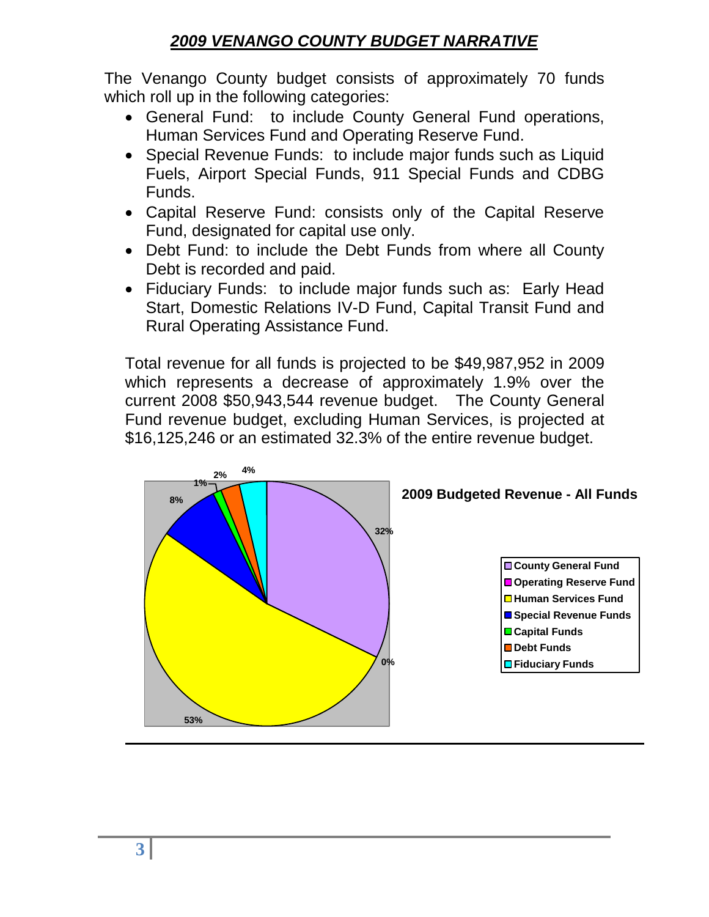# *2009 VENANGO COUNTY BUDGET NARRATIVE*

The Venango County budget consists of approximately 70 funds which roll up in the following categories:

- General Fund: to include County General Fund operations, Human Services Fund and Operating Reserve Fund.
- Special Revenue Funds: to include major funds such as Liquid Fuels, Airport Special Funds, 911 Special Funds and CDBG Funds.
- Capital Reserve Fund: consists only of the Capital Reserve Fund, designated for capital use only.
- Debt Fund: to include the Debt Funds from where all County Debt is recorded and paid.
- Fiduciary Funds: to include major funds such as: Early Head Start, Domestic Relations IV-D Fund, Capital Transit Fund and Rural Operating Assistance Fund.

Total revenue for all funds is projected to be $49,987,952 in 2009 which represents a decrease of approximately 1.9% over the current 2008 $50,943,544 revenue budget. The County General Fund revenue budget, excluding Human Services, is projected at $16,125,246 or an estimated 32.3% of the entire revenue budget.

**2009 Budgeted Revenue - All Funds**

| Fund | Percent |
|---|---|
| County General Fund | 32% |
| Operating Reserve Fund | 0% |
| Human Services Fund | 53% |
| Special Revenue Funds | 8% |
| Capital Funds | 1% |
| Debt Funds | 2% |
| Fiduciary Funds | 4% |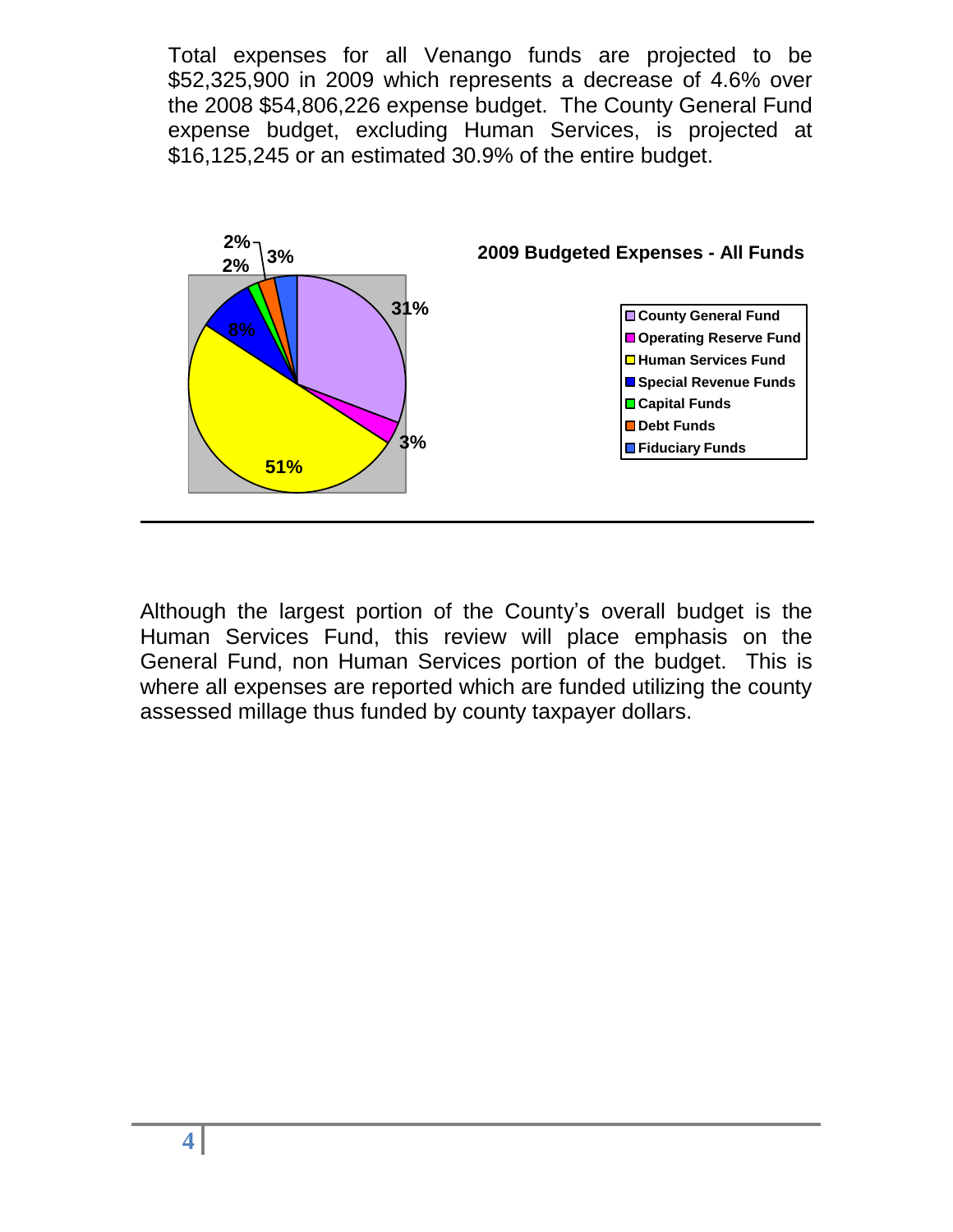Total expenses for all Venango funds are projected to be $52,325,900 in 2009 which represents a decrease of 4.6% over the 2008 $54,806,226 expense budget. The County General Fund expense budget, excluding Human Services, is projected at $16,125,245 or an estimated 30.9% of the entire budget.

**2009 Budgeted Expenses - All Funds**

| Fund | Percentage |
| --- | --- |
| County General Fund | 31% |
| Operating Reserve Fund | 3% |
| Human Services Fund | 51% |
| Special Revenue Funds | 8% |
| Capital Funds | 2% |
| Debt Funds | 2% |
| Fiduciary Funds | 3% |

Although the largest portion of the County's overall budget is the Human Services Fund, this review will place emphasis on the General Fund, non Human Services portion of the budget. This is where all expenses are reported which are funded utilizing the county assessed millage thus funded by county taxpayer dollars.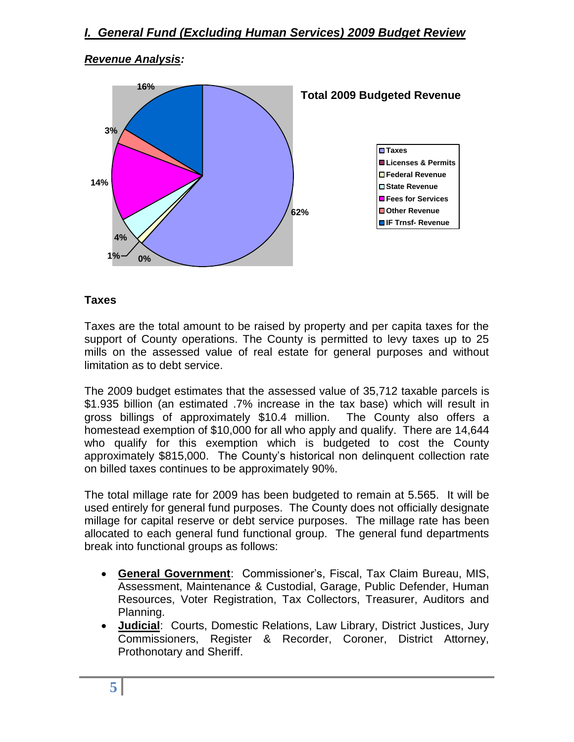# *I. General Fund (Excluding Human Services) 2009 Budget Review*

## *Revenue Analysis:*

**Total 2009 Budgeted Revenue**

| Category | Percent |
|---|---|
| Taxes | 62% |
| Licenses & Permits | 0% |
| Federal Revenue | 1% |
| State Revenue | 4% |
| Fees for Services | 14% |
| Other Revenue | 3% |
| IF Trnsf- Revenue | 16% |

### Taxes

Taxes are the total amount to be raised by property and per capita taxes for the support of County operations. The County is permitted to levy taxes up to 25 mills on the assessed value of real estate for general purposes and without limitation as to debt service.

The 2009 budget estimates that the assessed value of 35,712 taxable parcels is $1.935 billion (an estimated .7% increase in the tax base) which will result in gross billings of approximately $10.4 million. The County also offers a homestead exemption of $10,000 for all who apply and qualify. There are 14,644 who qualify for this exemption which is budgeted to cost the County approximately $815,000. The County's historical non delinquent collection rate on billed taxes continues to be approximately 90%.

The total millage rate for 2009 has been budgeted to remain at 5.565. It will be used entirely for general fund purposes. The County does not officially designate millage for capital reserve or debt service purposes. The millage rate has been allocated to each general fund functional group. The general fund departments break into functional groups as follows:

- **General Government**: Commissioner's, Fiscal, Tax Claim Bureau, MIS, Assessment, Maintenance & Custodial, Garage, Public Defender, Human Resources, Voter Registration, Tax Collectors, Treasurer, Auditors and Planning.
- **Judicial**: Courts, Domestic Relations, Law Library, District Justices, Jury Commissioners, Register & Recorder, Coroner, District Attorney, Prothonotary and Sheriff.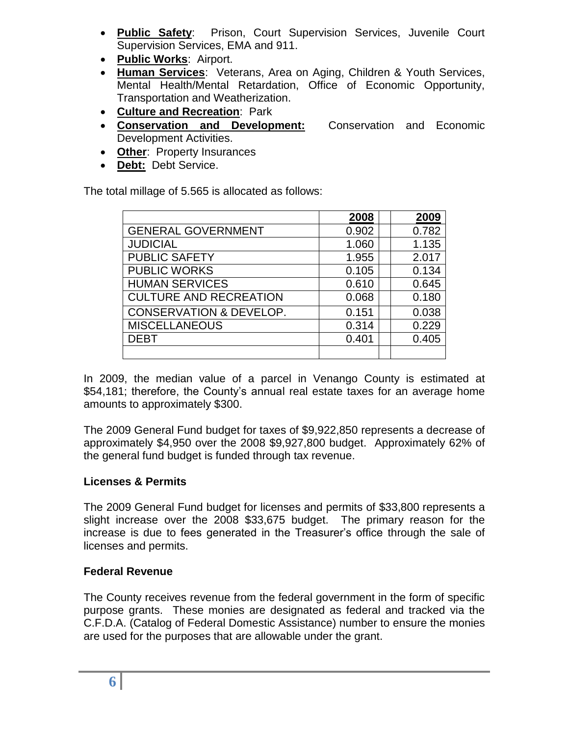- **Public Safety**: Prison, Court Supervision Services, Juvenile Court Supervision Services, EMA and 911.
- **Public Works**: Airport.
- **Human Services**: Veterans, Area on Aging, Children & Youth Services, Mental Health/Mental Retardation, Office of Economic Opportunity, Transportation and Weatherization.
- **Culture and Recreation**: Park
- **Conservation and Development:** Conservation and Economic Development Activities.
- **Other**: Property Insurances
- **Debt:** Debt Service.

The total millage of 5.565 is allocated as follows:

| | 2008 | | 2009 |
|---|---|---|---|
| GENERAL GOVERNMENT | 0.902 | | 0.782 |
| JUDICIAL | 1.060 | | 1.135 |
| PUBLIC SAFETY | 1.955 | | 2.017 |
| PUBLIC WORKS | 0.105 | | 0.134 |
| HUMAN SERVICES | 0.610 | | 0.645 |
| CULTURE AND RECREATION | 0.068 | | 0.180 |
| CONSERVATION & DEVELOP. | 0.151 | | 0.038 |
| MISCELLANEOUS | 0.314 | | 0.229 |
| DEBT | 0.401 | | 0.405 |
| | | | |

In 2009, the median value of a parcel in Venango County is estimated at $54,181; therefore, the County's annual real estate taxes for an average home amounts to approximately $300.

The 2009 General Fund budget for taxes of $9,922,850 represents a decrease of approximately $4,950 over the 2008 $9,927,800 budget. Approximately 62% of the general fund budget is funded through tax revenue.

### Licenses & Permits

The 2009 General Fund budget for licenses and permits of $33,800 represents a slight increase over the 2008 $33,675 budget. The primary reason for the increase is due to fees generated in the Treasurer's office through the sale of licenses and permits.

### Federal Revenue

The County receives revenue from the federal government in the form of specific purpose grants. These monies are designated as federal and tracked via the C.F.D.A. (Catalog of Federal Domestic Assistance) number to ensure the monies are used for the purposes that are allowable under the grant.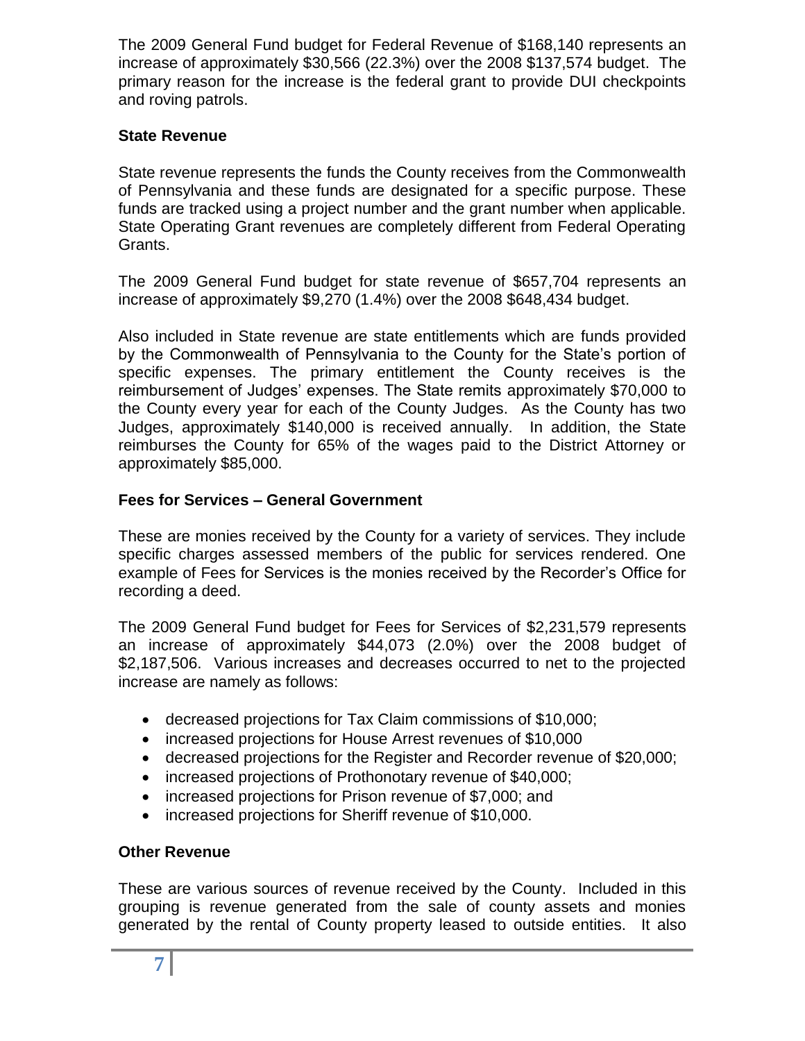The 2009 General Fund budget for Federal Revenue of $168,140 represents an increase of approximately $30,566 (22.3%) over the 2008 $137,574 budget. The primary reason for the increase is the federal grant to provide DUI checkpoints and roving patrols.

### State Revenue

State revenue represents the funds the County receives from the Commonwealth of Pennsylvania and these funds are designated for a specific purpose. These funds are tracked using a project number and the grant number when applicable. State Operating Grant revenues are completely different from Federal Operating Grants.

The 2009 General Fund budget for state revenue of $657,704 represents an increase of approximately $9,270 (1.4%) over the 2008 $648,434 budget.

Also included in State revenue are state entitlements which are funds provided by the Commonwealth of Pennsylvania to the County for the State's portion of specific expenses. The primary entitlement the County receives is the reimbursement of Judges' expenses. The State remits approximately $70,000 to the County every year for each of the County Judges. As the County has two Judges, approximately $140,000 is received annually. In addition, the State reimburses the County for 65% of the wages paid to the District Attorney or approximately $85,000.

### Fees for Services – General Government

These are monies received by the County for a variety of services. They include specific charges assessed members of the public for services rendered. One example of Fees for Services is the monies received by the Recorder's Office for recording a deed.

The 2009 General Fund budget for Fees for Services of $2,231,579 represents an increase of approximately $44,073 (2.0%) over the 2008 budget of $2,187,506. Various increases and decreases occurred to net to the projected increase are namely as follows:

- decreased projections for Tax Claim commissions of $10,000;
- increased projections for House Arrest revenues of $10,000
- decreased projections for the Register and Recorder revenue of $20,000;
- increased projections of Prothonotary revenue of $40,000;
- increased projections for Prison revenue of $7,000; and
- increased projections for Sheriff revenue of $10,000.

### Other Revenue

These are various sources of revenue received by the County. Included in this grouping is revenue generated from the sale of county assets and monies generated by the rental of County property leased to outside entities. It also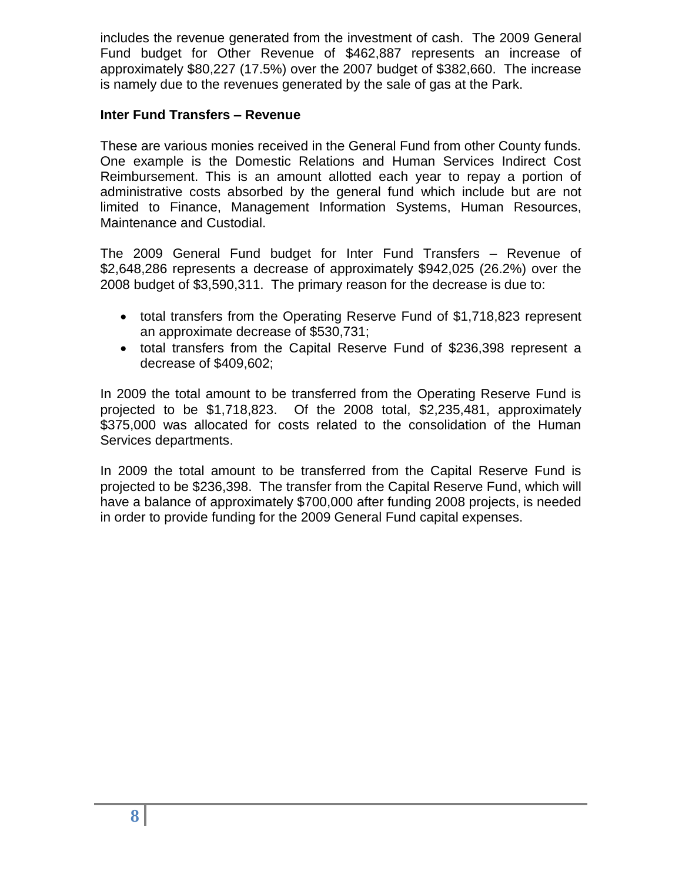includes the revenue generated from the investment of cash. The 2009 General Fund budget for Other Revenue of $462,887 represents an increase of approximately $80,227 (17.5%) over the 2007 budget of $382,660. The increase is namely due to the revenues generated by the sale of gas at the Park.

**Inter Fund Transfers – Revenue**

These are various monies received in the General Fund from other County funds. One example is the Domestic Relations and Human Services Indirect Cost Reimbursement. This is an amount allotted each year to repay a portion of administrative costs absorbed by the general fund which include but are not limited to Finance, Management Information Systems, Human Resources, Maintenance and Custodial.

The 2009 General Fund budget for Inter Fund Transfers – Revenue of $2,648,286 represents a decrease of approximately $942,025 (26.2%) over the 2008 budget of $3,590,311. The primary reason for the decrease is due to:

- total transfers from the Operating Reserve Fund of $1,718,823 represent an approximate decrease of $530,731;
- total transfers from the Capital Reserve Fund of $236,398 represent a decrease of $409,602;

In 2009 the total amount to be transferred from the Operating Reserve Fund is projected to be $1,718,823. Of the 2008 total, $2,235,481, approximately $375,000 was allocated for costs related to the consolidation of the Human Services departments.

In 2009 the total amount to be transferred from the Capital Reserve Fund is projected to be $236,398. The transfer from the Capital Reserve Fund, which will have a balance of approximately $700,000 after funding 2008 projects, is needed in order to provide funding for the 2009 General Fund capital expenses.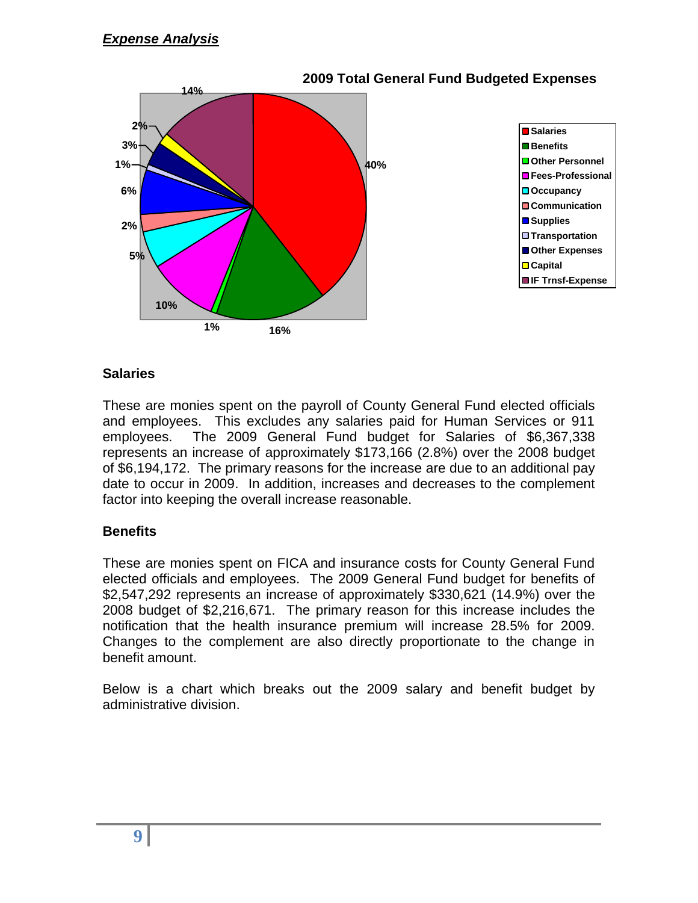***Expense Analysis***

**2009 Total General Fund Budgeted Expenses**

| Category | Percentage |
|---|---|
| Salaries | 40% |
| Benefits | 16% |
| Other Personnel | 1% |
| Fees-Professional | 10% |
| Occupancy | 5% |
| Communication | 2% |
| Supplies | 6% |
| Transportation | 1% |
| Other Expenses | 3% |
| Capital | 2% |
| IF Trnsf-Expense | 14% |

### Salaries

These are monies spent on the payroll of County General Fund elected officials and employees. This excludes any salaries paid for Human Services or 911 employees. The 2009 General Fund budget for Salaries of $6,367,338 represents an increase of approximately $173,166 (2.8%) over the 2008 budget of $6,194,172. The primary reasons for the increase are due to an additional pay date to occur in 2009. In addition, increases and decreases to the complement factor into keeping the overall increase reasonable.

### Benefits

These are monies spent on FICA and insurance costs for County General Fund elected officials and employees. The 2009 General Fund budget for benefits of $2,547,292 represents an increase of approximately $330,621 (14.9%) over the 2008 budget of $2,216,671. The primary reason for this increase includes the notification that the health insurance premium will increase 28.5% for 2009. Changes to the complement are also directly proportionate to the change in benefit amount.

Below is a chart which breaks out the 2009 salary and benefit budget by administrative division.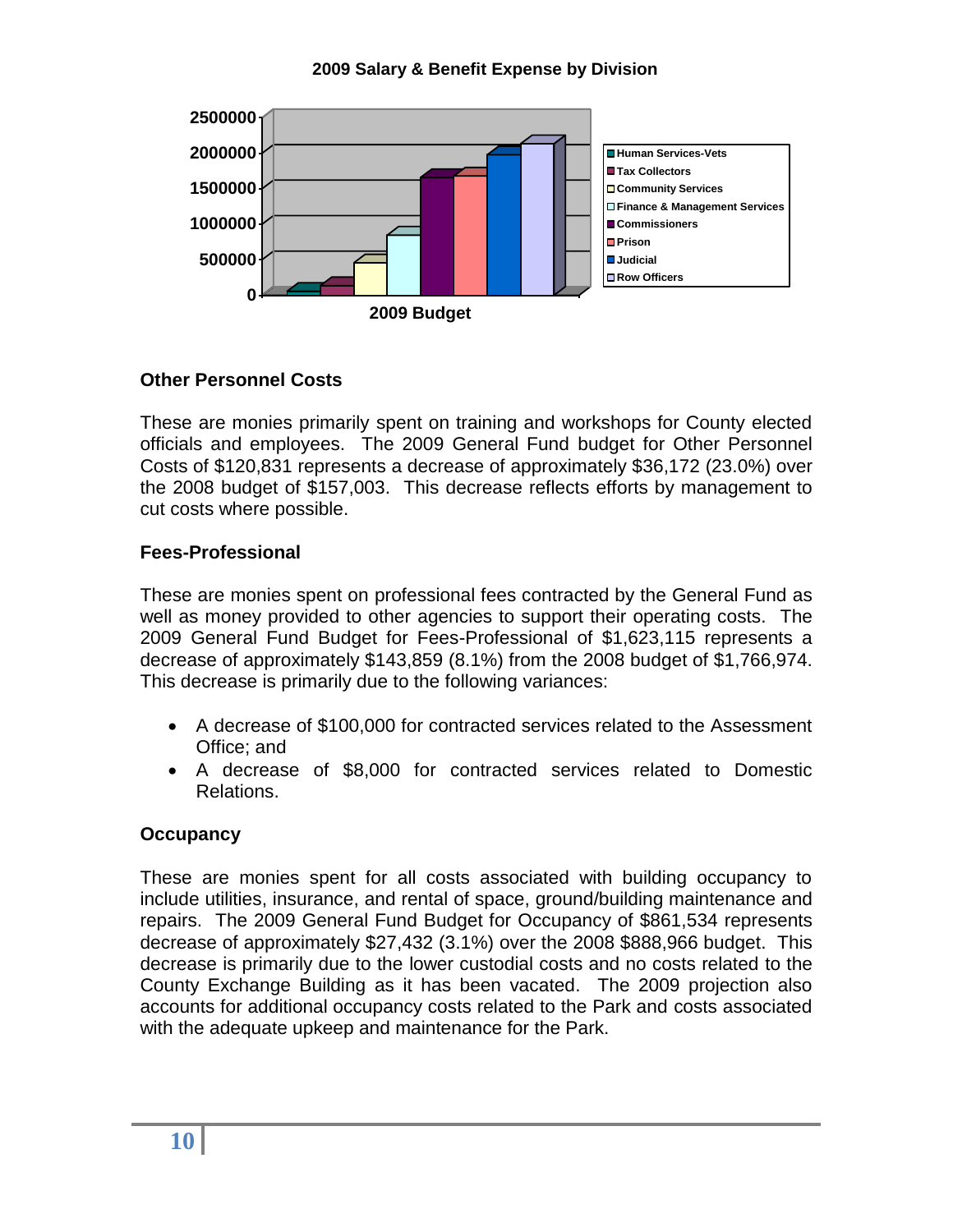**2009 Salary & Benefit Expense by Division**

**Other Personnel Costs**

These are monies primarily spent on training and workshops for County elected officials and employees. The 2009 General Fund budget for Other Personnel Costs of $120,831 represents a decrease of approximately $36,172 (23.0%) over the 2008 budget of $157,003. This decrease reflects efforts by management to cut costs where possible.

**Fees-Professional**

These are monies spent on professional fees contracted by the General Fund as well as money provided to other agencies to support their operating costs. The 2009 General Fund Budget for Fees-Professional of $1,623,115 represents a decrease of approximately $143,859 (8.1%) from the 2008 budget of $1,766,974. This decrease is primarily due to the following variances:

- A decrease of $100,000 for contracted services related to the Assessment Office; and
- A decrease of $8,000 for contracted services related to Domestic Relations.

**Occupancy**

These are monies spent for all costs associated with building occupancy to include utilities, insurance, and rental of space, ground/building maintenance and repairs. The 2009 General Fund Budget for Occupancy of $861,534 represents decrease of approximately $27,432 (3.1%) over the 2008 $888,966 budget. This decrease is primarily due to the lower custodial costs and no costs related to the County Exchange Building as it has been vacated. The 2009 projection also accounts for additional occupancy costs related to the Park and costs associated with the adequate upkeep and maintenance for the Park.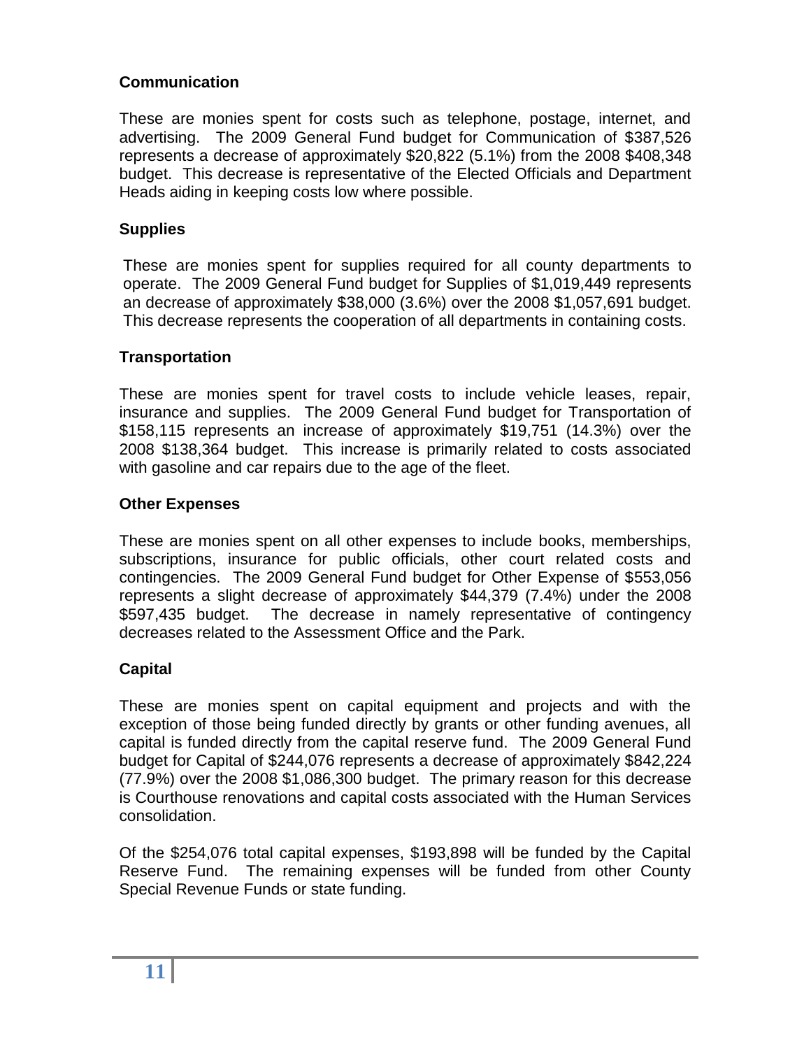### Communication

These are monies spent for costs such as telephone, postage, internet, and advertising. The 2009 General Fund budget for Communication of $387,526 represents a decrease of approximately $20,822 (5.1%) from the 2008 $408,348 budget. This decrease is representative of the Elected Officials and Department Heads aiding in keeping costs low where possible.

### Supplies

These are monies spent for supplies required for all county departments to operate. The 2009 General Fund budget for Supplies of $1,019,449 represents an decrease of approximately $38,000 (3.6%) over the 2008 $1,057,691 budget. This decrease represents the cooperation of all departments in containing costs.

### Transportation

These are monies spent for travel costs to include vehicle leases, repair, insurance and supplies. The 2009 General Fund budget for Transportation of $158,115 represents an increase of approximately $19,751 (14.3%) over the 2008 $138,364 budget. This increase is primarily related to costs associated with gasoline and car repairs due to the age of the fleet.

### Other Expenses

These are monies spent on all other expenses to include books, memberships, subscriptions, insurance for public officials, other court related costs and contingencies. The 2009 General Fund budget for Other Expense of $553,056 represents a slight decrease of approximately $44,379 (7.4%) under the 2008 $597,435 budget. The decrease in namely representative of contingency decreases related to the Assessment Office and the Park.

### Capital

These are monies spent on capital equipment and projects and with the exception of those being funded directly by grants or other funding avenues, all capital is funded directly from the capital reserve fund. The 2009 General Fund budget for Capital of $244,076 represents a decrease of approximately $842,224 (77.9%) over the 2008 $1,086,300 budget. The primary reason for this decrease is Courthouse renovations and capital costs associated with the Human Services consolidation.

Of the $254,076 total capital expenses, $193,898 will be funded by the Capital Reserve Fund. The remaining expenses will be funded from other County Special Revenue Funds or state funding.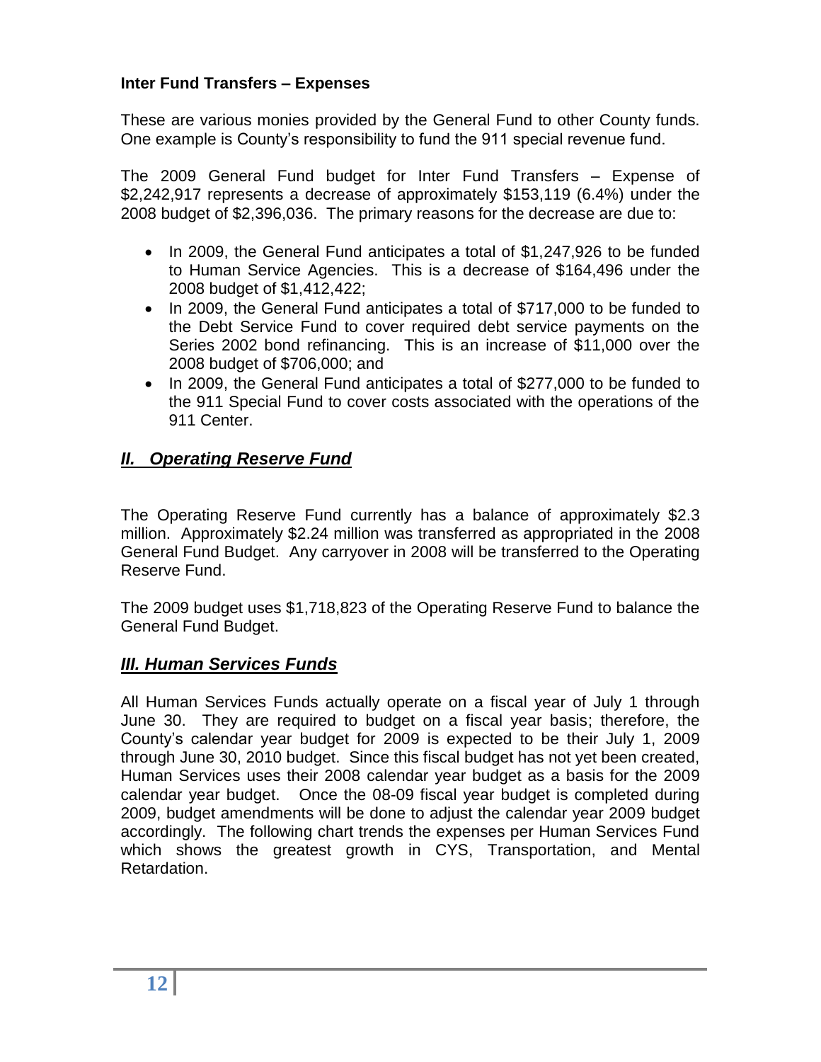**Inter Fund Transfers – Expenses**

These are various monies provided by the General Fund to other County funds. One example is County's responsibility to fund the 911 special revenue fund.

The 2009 General Fund budget for Inter Fund Transfers – Expense of $2,242,917 represents a decrease of approximately $153,119 (6.4%) under the 2008 budget of $2,396,036. The primary reasons for the decrease are due to:

- In 2009, the General Fund anticipates a total of $1,247,926 to be funded to Human Service Agencies. This is a decrease of $164,496 under the 2008 budget of $1,412,422;
- In 2009, the General Fund anticipates a total of $717,000 to be funded to the Debt Service Fund to cover required debt service payments on the Series 2002 bond refinancing. This is an increase of $11,000 over the 2008 budget of $706,000; and
- In 2009, the General Fund anticipates a total of $277,000 to be funded to the 911 Special Fund to cover costs associated with the operations of the 911 Center.

## ***II. Operating Reserve Fund***

The Operating Reserve Fund currently has a balance of approximately $2.3 million. Approximately $2.24 million was transferred as appropriated in the 2008 General Fund Budget. Any carryover in 2008 will be transferred to the Operating Reserve Fund.

The 2009 budget uses $1,718,823 of the Operating Reserve Fund to balance the General Fund Budget.

## ***III. Human Services Funds***

All Human Services Funds actually operate on a fiscal year of July 1 through June 30. They are required to budget on a fiscal year basis; therefore, the County's calendar year budget for 2009 is expected to be their July 1, 2009 through June 30, 2010 budget. Since this fiscal budget has not yet been created, Human Services uses their 2008 calendar year budget as a basis for the 2009 calendar year budget. Once the 08-09 fiscal year budget is completed during 2009, budget amendments will be done to adjust the calendar year 2009 budget accordingly. The following chart trends the expenses per Human Services Fund which shows the greatest growth in CYS, Transportation, and Mental Retardation.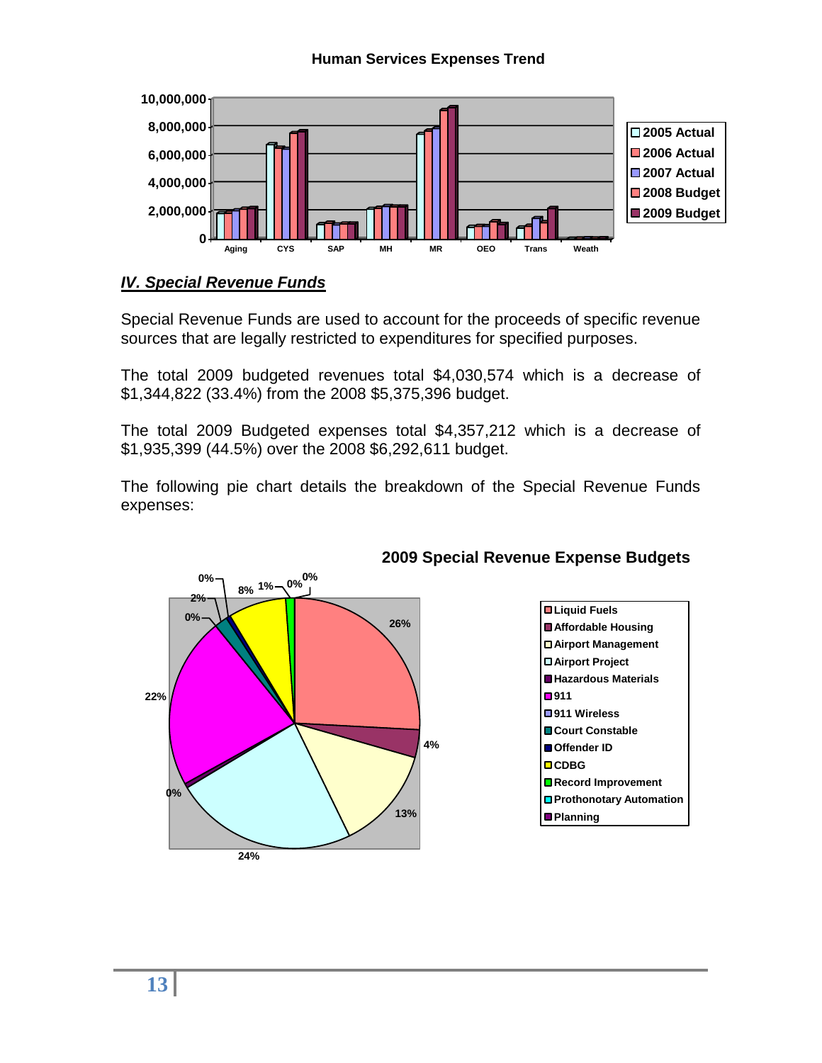**Human Services Expenses Trend**

## *IV. Special Revenue Funds*

Special Revenue Funds are used to account for the proceeds of specific revenue sources that are legally restricted to expenditures for specified purposes.

The total 2009 budgeted revenues total $4,030,574 which is a decrease of $1,344,822 (33.4%) from the 2008 $5,375,396 budget.

The total 2009 Budgeted expenses total $4,357,212 which is a decrease of $1,935,399 (44.5%) over the 2008 $6,292,611 budget.

The following pie chart details the breakdown of the Special Revenue Funds expenses:

**2009 Special Revenue Expense Budgets**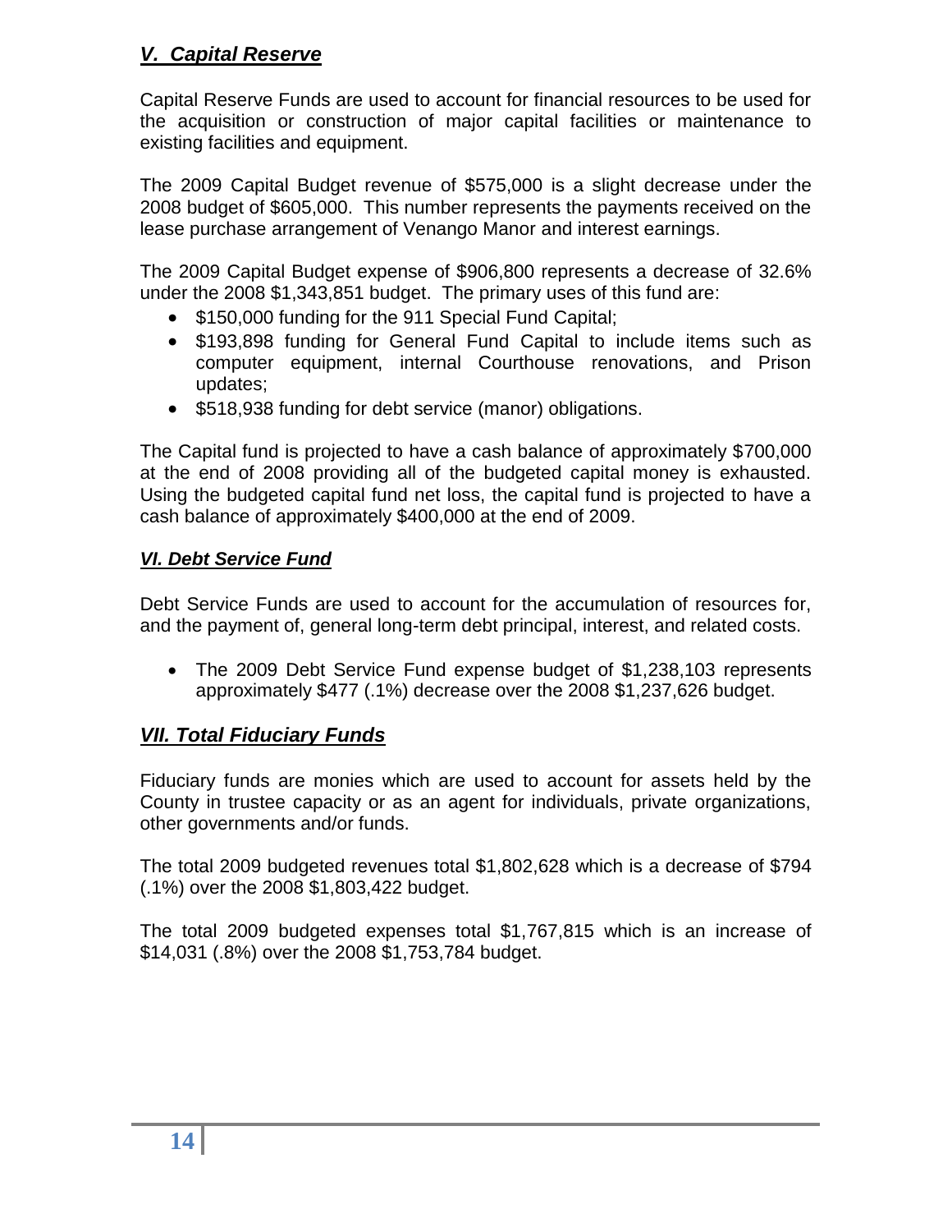## ***V. Capital Reserve***

Capital Reserve Funds are used to account for financial resources to be used for the acquisition or construction of major capital facilities or maintenance to existing facilities and equipment.

The 2009 Capital Budget revenue of $575,000 is a slight decrease under the 2008 budget of $605,000. This number represents the payments received on the lease purchase arrangement of Venango Manor and interest earnings.

The 2009 Capital Budget expense of $906,800 represents a decrease of 32.6% under the 2008 $1,343,851 budget. The primary uses of this fund are:

- $150,000 funding for the 911 Special Fund Capital;
- $193,898 funding for General Fund Capital to include items such as computer equipment, internal Courthouse renovations, and Prison updates;
- $518,938 funding for debt service (manor) obligations.

The Capital fund is projected to have a cash balance of approximately $700,000 at the end of 2008 providing all of the budgeted capital money is exhausted. Using the budgeted capital fund net loss, the capital fund is projected to have a cash balance of approximately $400,000 at the end of 2009.

## ***VI. Debt Service Fund***

Debt Service Funds are used to account for the accumulation of resources for, and the payment of, general long-term debt principal, interest, and related costs.

- The 2009 Debt Service Fund expense budget of $1,238,103 represents approximately $477 (.1%) decrease over the 2008 $1,237,626 budget.

## ***VII. Total Fiduciary Funds***

Fiduciary funds are monies which are used to account for assets held by the County in trustee capacity or as an agent for individuals, private organizations, other governments and/or funds.

The total 2009 budgeted revenues total $1,802,628 which is a decrease of $794 (.1%) over the 2008 $1,803,422 budget.

The total 2009 budgeted expenses total $1,767,815 which is an increase of $14,031 (.8%) over the 2008 $1,753,784 budget.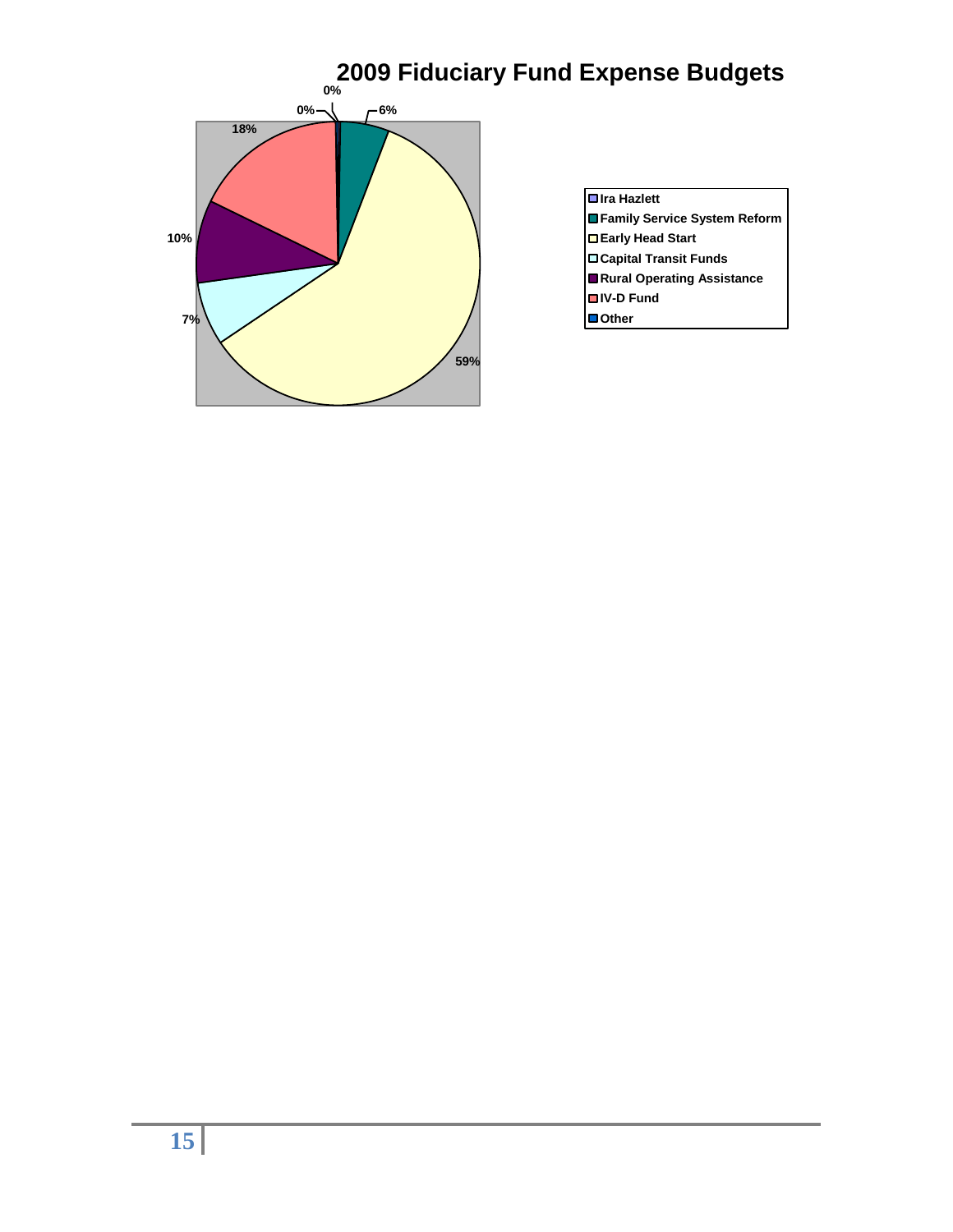## 2009 Fiduciary Fund Expense Budgets

0%
0%
6%
18%
10%
7%
59%

Ira Hazlett
Family Service System Reform
Early Head Start
Capital Transit Funds
Rural Operating Assistance
IV-D Fund
Other